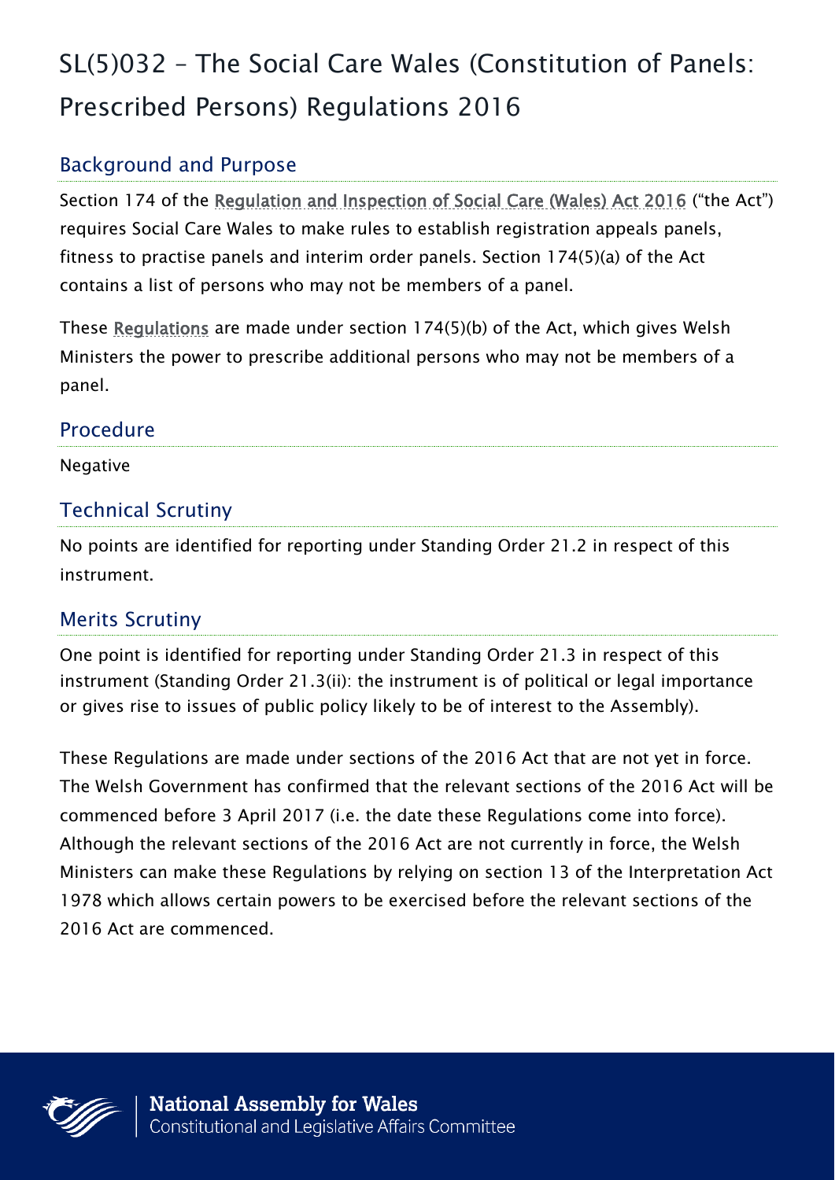# SL(5)032 – The Social Care Wales (Constitution of Panels: Prescribed Persons) Regulations 2016

## Background and Purpose

Section 174 of the Regulation and Inspection of Social Care (Wales) Act 2016 ("the Act") requires Social Care Wales to make rules to establish registration appeals panels, fitness to practise panels and interim order panels. Section 174(5)(a) of the Act contains a list of persons who may not be members of a panel.

These Regulations are made under section 174(5)(b) of the Act, which gives Welsh Ministers the power to prescribe additional persons who may not be members of a panel.

## Procedure

Negative

## Technical Scrutiny

No points are identified for reporting under Standing Order 21.2 in respect of this instrument.

## Merits Scrutiny

One point is identified for reporting under Standing Order 21.3 in respect of this instrument (Standing Order 21.3(ii): the instrument is of political or legal importance or gives rise to issues of public policy likely to be of interest to the Assembly).

These Regulations are made under sections of the 2016 Act that are not yet in force. The Welsh Government has confirmed that the relevant sections of the 2016 Act will be commenced before 3 April 2017 (i.e. the date these Regulations come into force). Although the relevant sections of the 2016 Act are not currently in force, the Welsh Ministers can make these Regulations by relying on section 13 of the Interpretation Act 1978 which allows certain powers to be exercised before the relevant sections of the 2016 Act are commenced.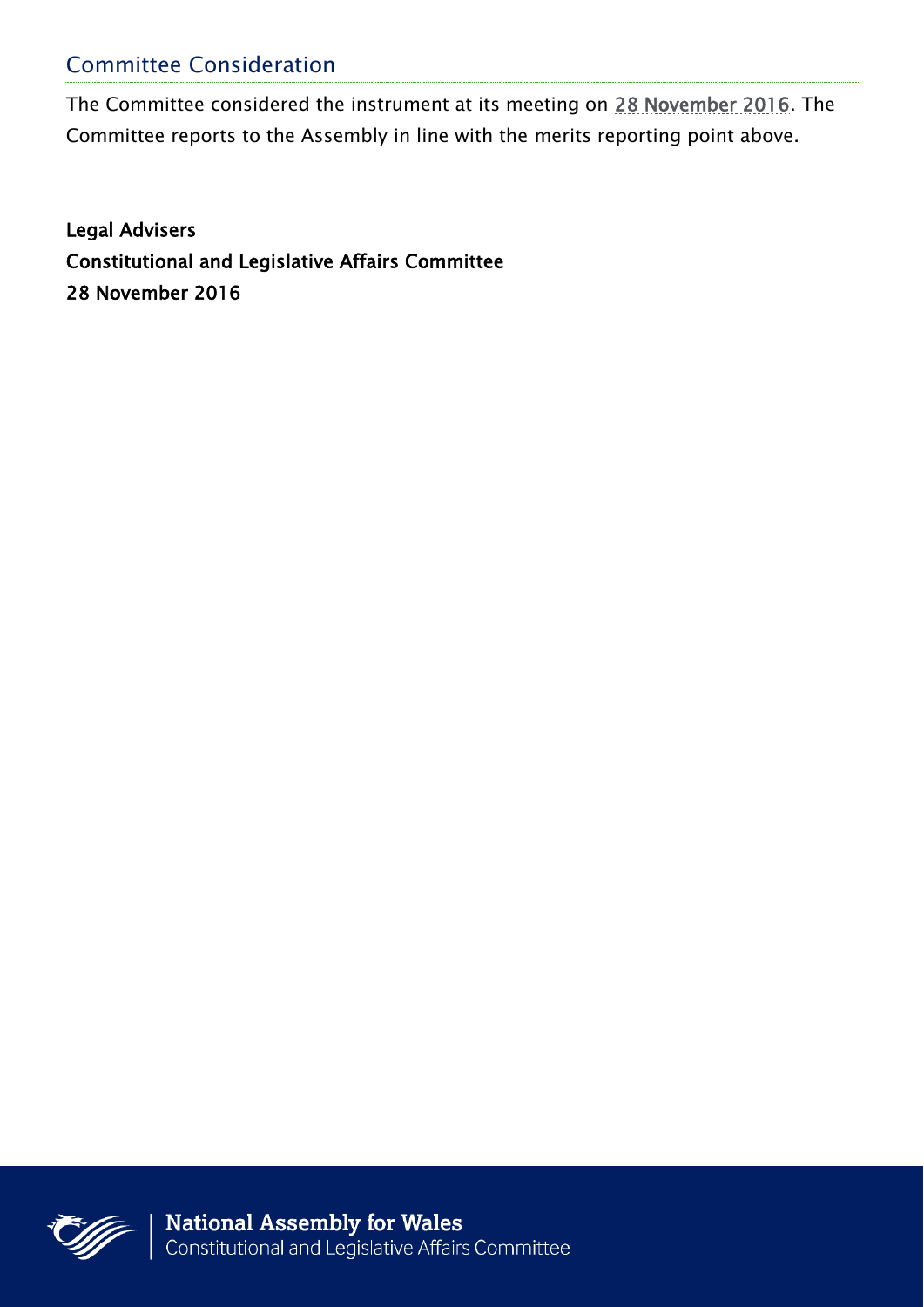## Committee Consideration

The Committee considered the instrument at its meeting on 28 November 2016. The Committee reports to the Assembly in line with the merits reporting point above.

**Legal Advisers**
**Constitutional and Legislative Affairs Committee**
**28 November 2016**